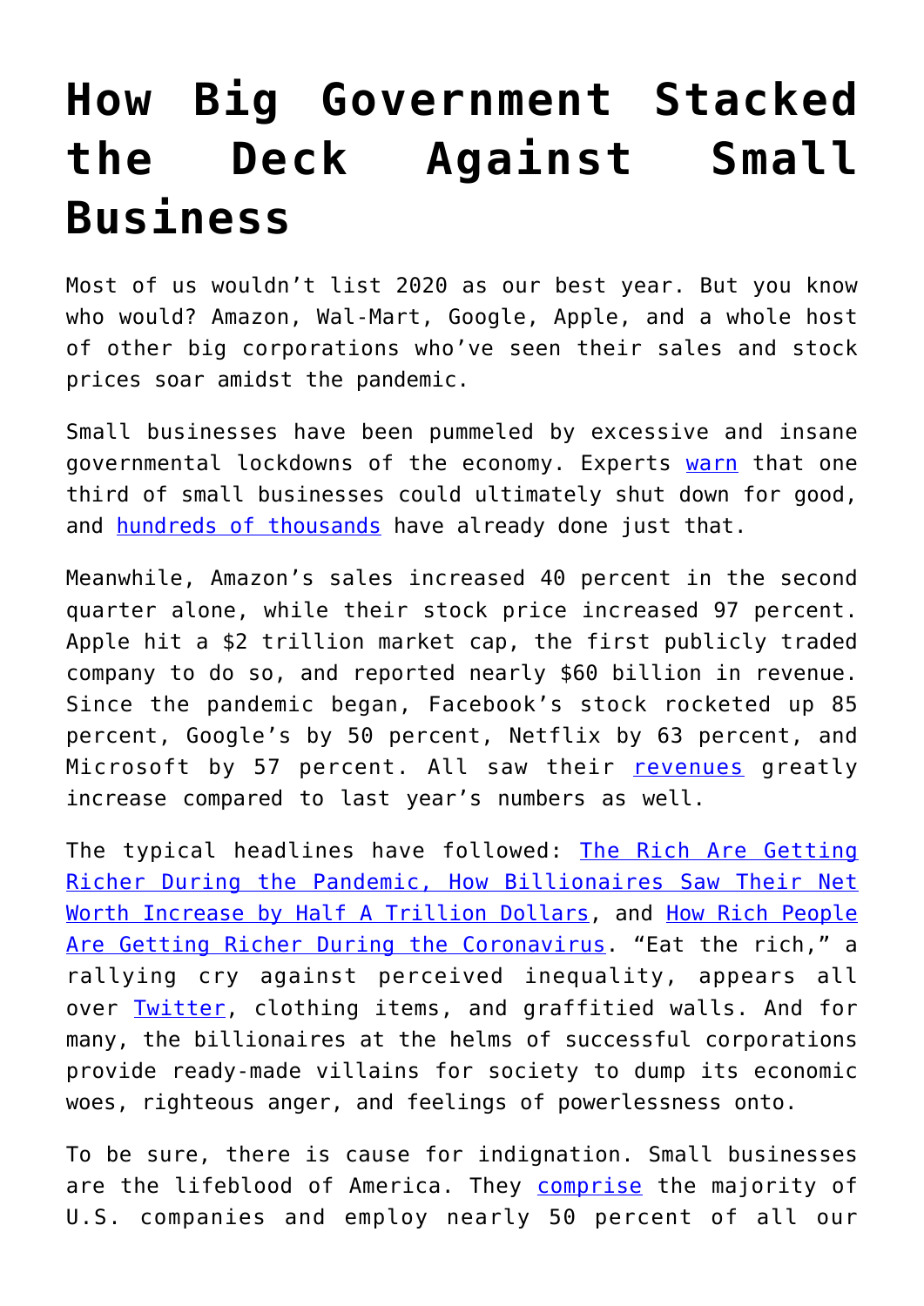# How Big Government Stacked the Deck Against Small Business

Most of us wouldn't list 2020 as our best year. But you know who would? Amazon, Wal-Mart, Google, Apple, and a whole host of other big corporations who've seen their sales and stock prices soar amidst the pandemic.

Small businesses have been pummeled by excessive and insane governmental lockdowns of the economy. Experts warn that one third of small businesses could ultimately shut down for good, and hundreds of thousands have already done just that.

Meanwhile, Amazon's sales increased 40 percent in the second quarter alone, while their stock price increased 97 percent. Apple hit a $2 trillion market cap, the first publicly traded company to do so, and reported nearly $60 billion in revenue. Since the pandemic began, Facebook's stock rocketed up 85 percent, Google's by 50 percent, Netflix by 63 percent, and Microsoft by 57 percent. All saw their revenues greatly increase compared to last year's numbers as well.

The typical headlines have followed: The Rich Are Getting Richer During the Pandemic, How Billionaires Saw Their Net Worth Increase by Half A Trillion Dollars, and How Rich People Are Getting Richer During the Coronavirus. "Eat the rich," a rallying cry against perceived inequality, appears all over Twitter, clothing items, and graffitied walls. And for many, the billionaires at the helms of successful corporations provide ready-made villains for society to dump its economic woes, righteous anger, and feelings of powerlessness onto.

To be sure, there is cause for indignation. Small businesses are the lifeblood of America. They comprise the majority of U.S. companies and employ nearly 50 percent of all our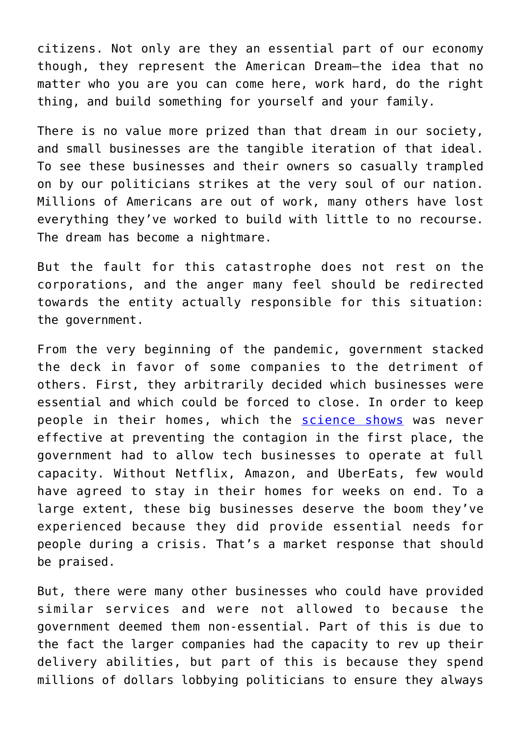citizens. Not only are they an essential part of our economy though, they represent the American Dream—the idea that no matter who you are you can come here, work hard, do the right thing, and build something for yourself and your family.

There is no value more prized than that dream in our society, and small businesses are the tangible iteration of that ideal. To see these businesses and their owners so casually trampled on by our politicians strikes at the very soul of our nation. Millions of Americans are out of work, many others have lost everything they've worked to build with little to no recourse. The dream has become a nightmare.

But the fault for this catastrophe does not rest on the corporations, and the anger many feel should be redirected towards the entity actually responsible for this situation: the government.

From the very beginning of the pandemic, government stacked the deck in favor of some companies to the detriment of others. First, they arbitrarily decided which businesses were essential and which could be forced to close. In order to keep people in their homes, which the science shows was never effective at preventing the contagion in the first place, the government had to allow tech businesses to operate at full capacity. Without Netflix, Amazon, and UberEats, few would have agreed to stay in their homes for weeks on end. To a large extent, these big businesses deserve the boom they've experienced because they did provide essential needs for people during a crisis. That's a market response that should be praised.

But, there were many other businesses who could have provided similar services and were not allowed to because the government deemed them non-essential. Part of this is due to the fact the larger companies had the capacity to rev up their delivery abilities, but part of this is because they spend millions of dollars lobbying politicians to ensure they always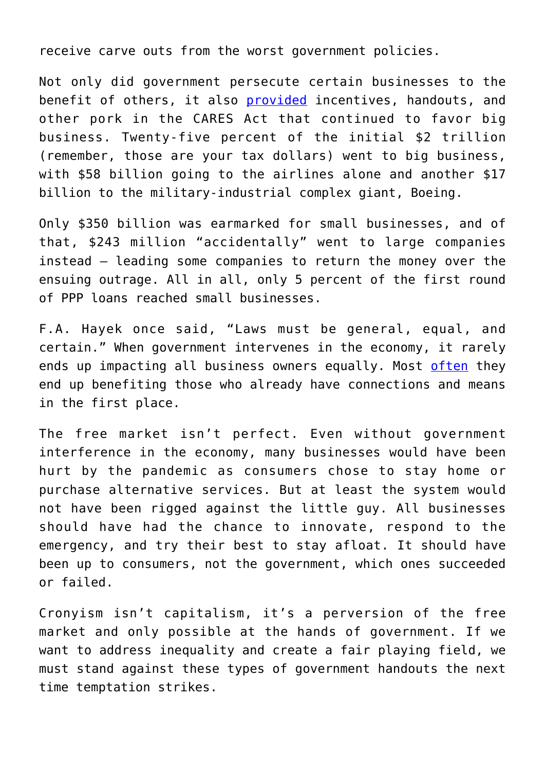receive carve outs from the worst government policies.

Not only did government persecute certain businesses to the benefit of others, it also provided incentives, handouts, and other pork in the CARES Act that continued to favor big business. Twenty-five percent of the initial $2 trillion (remember, those are your tax dollars) went to big business, with $58 billion going to the airlines alone and another $17 billion to the military-industrial complex giant, Boeing.

Only $350 billion was earmarked for small businesses, and of that, $243 million "accidentally" went to large companies instead — leading some companies to return the money over the ensuing outrage. All in all, only 5 percent of the first round of PPP loans reached small businesses.

F.A. Hayek once said, "Laws must be general, equal, and certain." When government intervenes in the economy, it rarely ends up impacting all business owners equally. Most often they end up benefiting those who already have connections and means in the first place.

The free market isn't perfect. Even without government interference in the economy, many businesses would have been hurt by the pandemic as consumers chose to stay home or purchase alternative services. But at least the system would not have been rigged against the little guy. All businesses should have had the chance to innovate, respond to the emergency, and try their best to stay afloat. It should have been up to consumers, not the government, which ones succeeded or failed.

Cronyism isn't capitalism, it's a perversion of the free market and only possible at the hands of government. If we want to address inequality and create a fair playing field, we must stand against these types of government handouts the next time temptation strikes.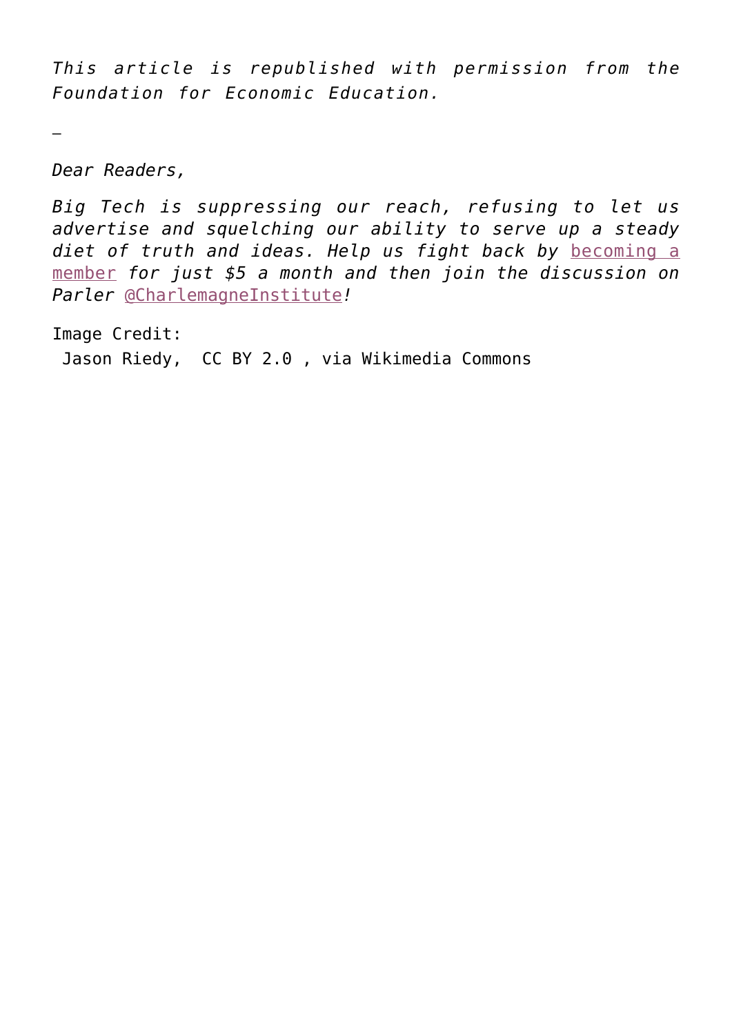*This article is republished with permission from the Foundation for Economic Education.*

—

*Dear Readers,*

*Big Tech is suppressing our reach, refusing to let us advertise and squelching our ability to serve up a steady diet of truth and ideas. Help us fight back by* becoming a member *for just $5 a month and then join the discussion on Parler* @CharlemagneInstitute*!*

Image Credit:
Jason Riedy, CC BY 2.0 , via Wikimedia Commons